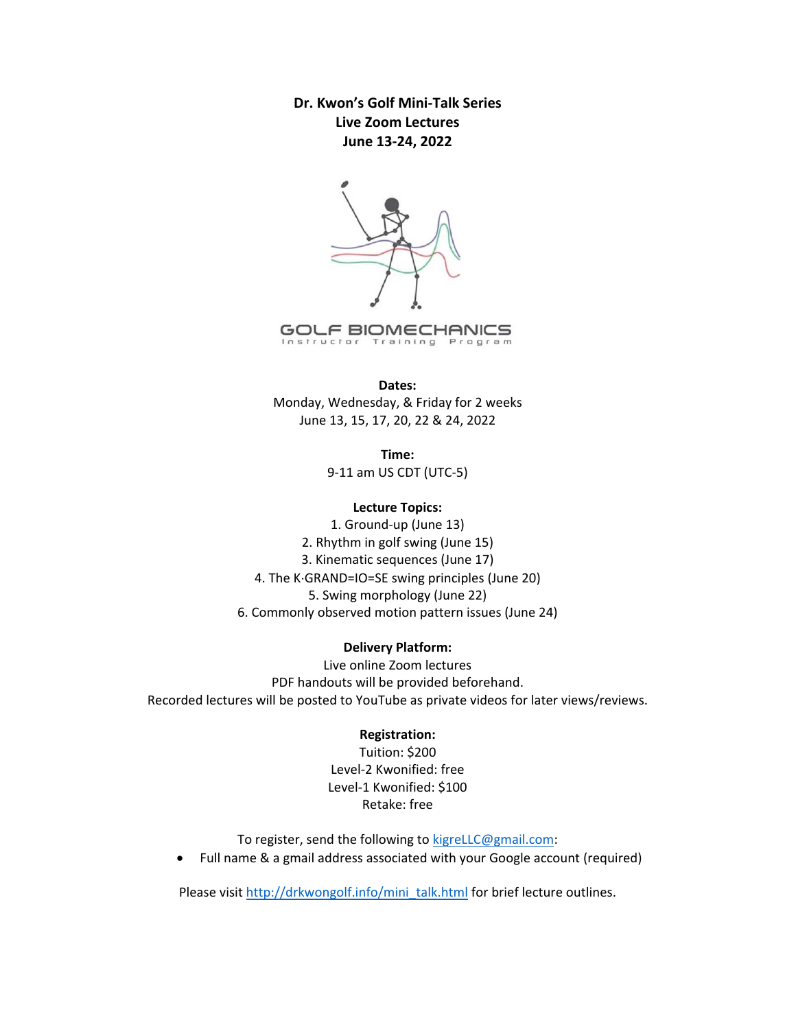**Dr. Kwon's Golf Mini-Talk Series**
**Live Zoom Lectures**
**June 13-24, 2022**

GOLF BIOMECHANICS
Instructor Training Program

**Dates:**

Monday, Wednesday, & Friday for 2 weeks
June 13, 15, 17, 20, 22 & 24, 2022

**Time:**

9-11 am US CDT (UTC-5)

**Lecture Topics:**

1. Ground-up (June 13)
2. Rhythm in golf swing (June 15)
3. Kinematic sequences (June 17)
4. The K·GRAND=IO=SE swing principles (June 20)
5. Swing morphology (June 22)
6. Commonly observed motion pattern issues (June 24)

**Delivery Platform:**

Live online Zoom lectures
PDF handouts will be provided beforehand.
Recorded lectures will be posted to YouTube as private videos for later views/reviews.

**Registration:**

Tuition: $200
Level-2 Kwonified: free
Level-1 Kwonified: $100
Retake: free

To register, send the following to kigreLLC@gmail.com:

- Full name & a gmail address associated with your Google account (required)

Please visit http://drkwongolf.info/mini_talk.html for brief lecture outlines.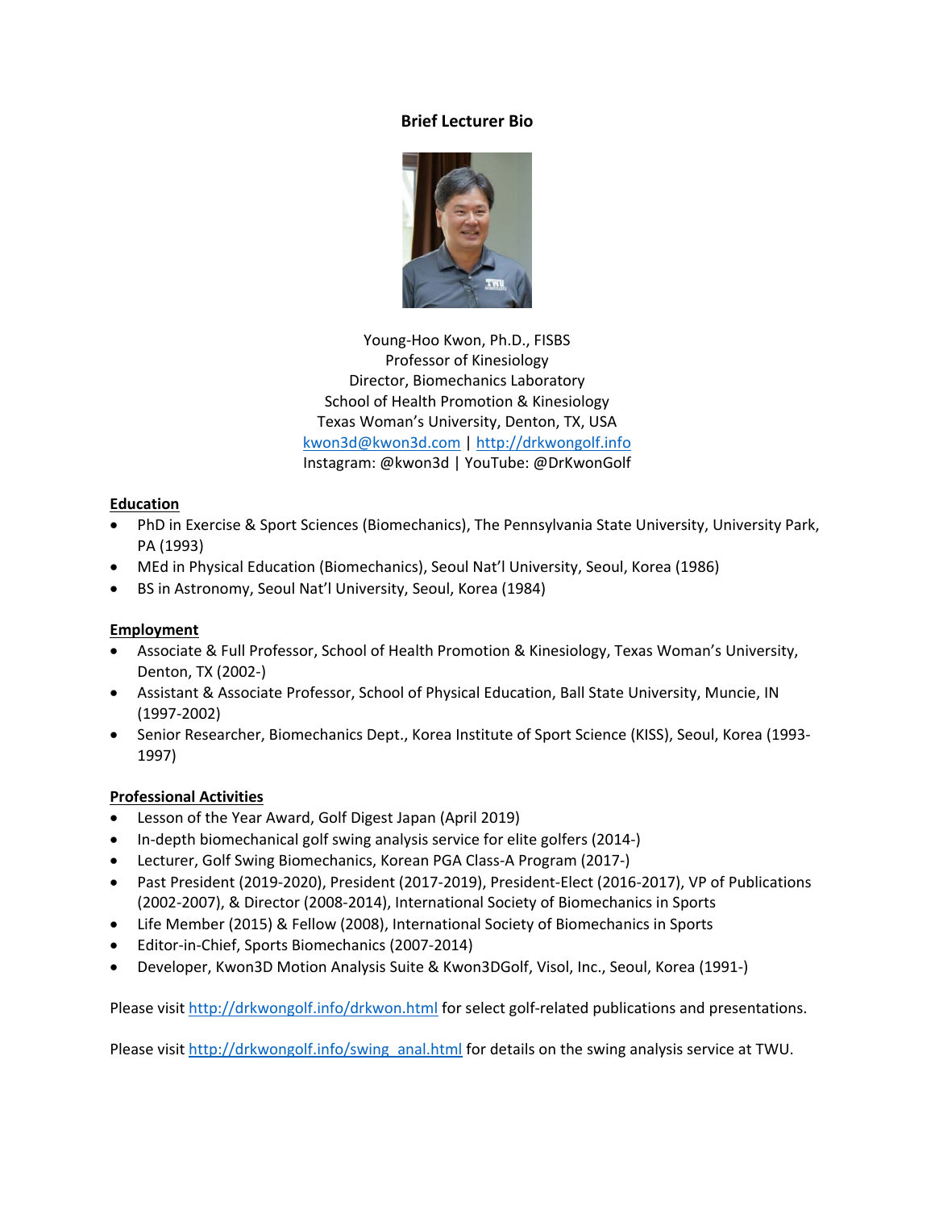**Brief Lecturer Bio**

Young-Hoo Kwon, Ph.D., FISBS
Professor of Kinesiology
Director, Biomechanics Laboratory
School of Health Promotion & Kinesiology
Texas Woman's University, Denton, TX, USA
kwon3d@kwon3d.com | http://drkwongolf.info
Instagram: @kwon3d | YouTube: @DrKwonGolf

## Education

- PhD in Exercise & Sport Sciences (Biomechanics), The Pennsylvania State University, University Park, PA (1993)
- MEd in Physical Education (Biomechanics), Seoul Nat'l University, Seoul, Korea (1986)
- BS in Astronomy, Seoul Nat'l University, Seoul, Korea (1984)

## Employment

- Associate & Full Professor, School of Health Promotion & Kinesiology, Texas Woman's University, Denton, TX (2002-)
- Assistant & Associate Professor, School of Physical Education, Ball State University, Muncie, IN (1997-2002)
- Senior Researcher, Biomechanics Dept., Korea Institute of Sport Science (KISS), Seoul, Korea (1993-1997)

## Professional Activities

- Lesson of the Year Award, Golf Digest Japan (April 2019)
- In-depth biomechanical golf swing analysis service for elite golfers (2014-)
- Lecturer, Golf Swing Biomechanics, Korean PGA Class-A Program (2017-)
- Past President (2019-2020), President (2017-2019), President-Elect (2016-2017), VP of Publications (2002-2007), & Director (2008-2014), International Society of Biomechanics in Sports
- Life Member (2015) & Fellow (2008), International Society of Biomechanics in Sports
- Editor-in-Chief, Sports Biomechanics (2007-2014)
- Developer, Kwon3D Motion Analysis Suite & Kwon3DGolf, Visol, Inc., Seoul, Korea (1991-)

Please visit http://drkwongolf.info/drkwon.html for select golf-related publications and presentations.

Please visit http://drkwongolf.info/swing_anal.html for details on the swing analysis service at TWU.